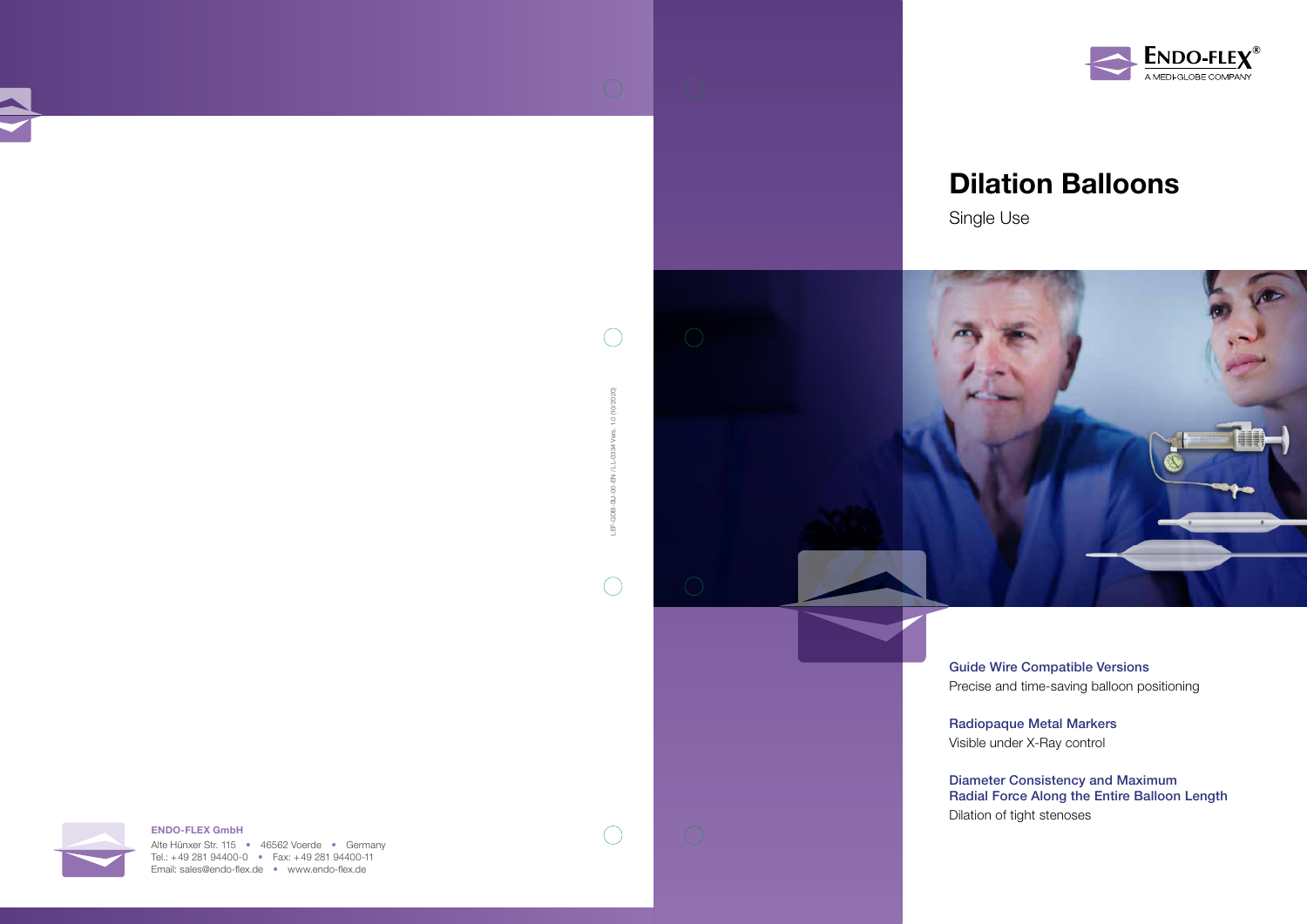ENDO-FLEX®
A MEDI-GLOBE COMPANY

# Dilation Balloons

Single Use

### Guide Wire Compatible Versions

Precise and time-saving balloon positioning

### Radiopaque Metal Markers

Visible under X-Ray control

### Diameter Consistency and Maximum Radial Force Along the Entire Balloon Length

Dilation of tight stenoses

LEF-GDB-SU-00-EN / L-0334 Vers. 1.0 (10/2020)

**ENDO-FLEX GmbH**
Alte Hünxer Str. 115 • 46562 Voerde • Germany
Tel.: +49 281 94400-0 • Fax: +49 281 94400-11
Email: sales@endo-flex.de • www.endo-flex.de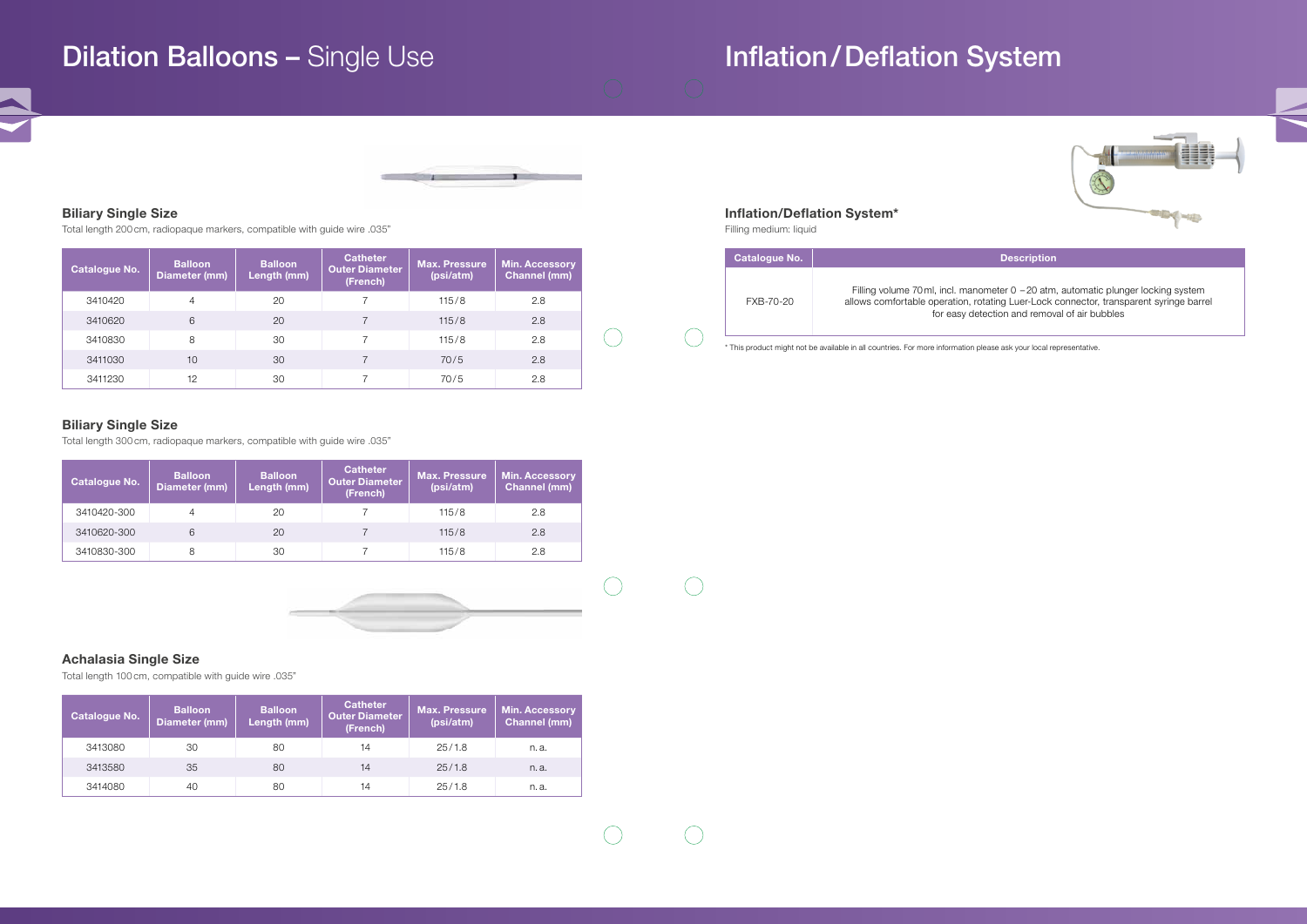# Dilation Balloons – Single Use

### Biliary Single Size

Total length 200 cm, radiopaque markers, compatible with guide wire .035"

| Catalogue No. | Balloon Diameter (mm) | Balloon Length (mm) | Catheter Outer Diameter (French) | Max. Pressure (psi/atm) | Min. Accessory Channel (mm) |
|---|---|---|---|---|---|
| 3410420 | 4 | 20 | 7 | 115/8 | 2.8 |
| 3410620 | 6 | 20 | 7 | 115/8 | 2.8 |
| 3410830 | 8 | 30 | 7 | 115/8 | 2.8 |
| 3411030 | 10 | 30 | 7 | 70/5 | 2.8 |
| 3411230 | 12 | 30 | 7 | 70/5 | 2.8 |

### Biliary Single Size

Total length 300 cm, radiopaque markers, compatible with guide wire .035"

| Catalogue No. | Balloon Diameter (mm) | Balloon Length (mm) | Catheter Outer Diameter (French) | Max. Pressure (psi/atm) | Min. Accessory Channel (mm) |
|---|---|---|---|---|---|
| 3410420-300 | 4 | 20 | 7 | 115/8 | 2.8 |
| 3410620-300 | 6 | 20 | 7 | 115/8 | 2.8 |
| 3410830-300 | 8 | 30 | 7 | 115/8 | 2.8 |

### Achalasia Single Size

Total length 100 cm, compatible with guide wire .035"

| Catalogue No. | Balloon Diameter (mm) | Balloon Length (mm) | Catheter Outer Diameter (French) | Max. Pressure (psi/atm) | Min. Accessory Channel (mm) |
|---|---|---|---|---|---|
| 3413080 | 30 | 80 | 14 | 25/1.8 | n. a. |
| 3413580 | 35 | 80 | 14 | 25/1.8 | n. a. |
| 3414080 | 40 | 80 | 14 | 25/1.8 | n. a. |

# Inflation/Deflation System

### Inflation/Deflation System*

Filling medium: liquid

| Catalogue No. | Description |
|---|---|
| FXB-70-20 | Filling volume 70 ml, incl. manometer 0 – 20 atm, automatic plunger locking system allows comfortable operation, rotating Luer-Lock connector, transparent syringe barrel for easy detection and removal of air bubbles |

* This product might not be available in all countries. For more information please ask your local representative.